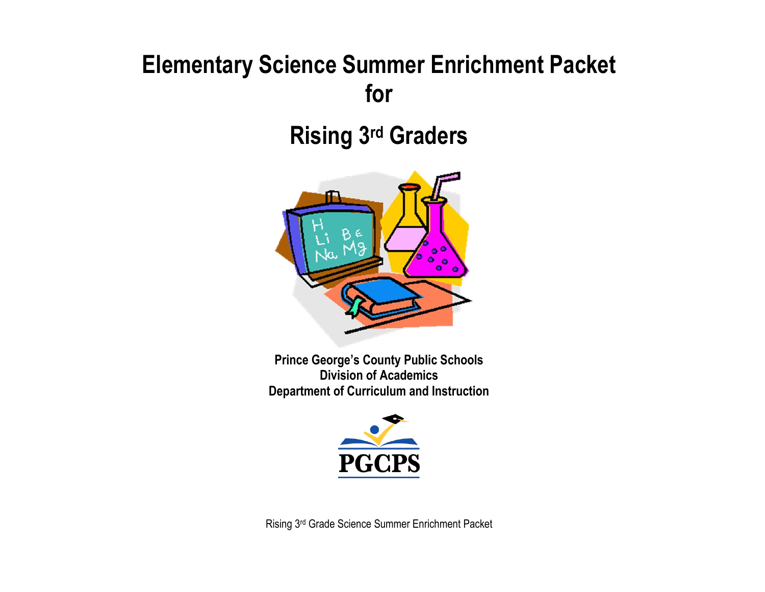# Elementary Science Summer Enrichment Packet for

# Rising 3rd Graders

**Prince George's County Public Schools**
**Division of Academics**
**Department of Curriculum and Instruction**

PGCPS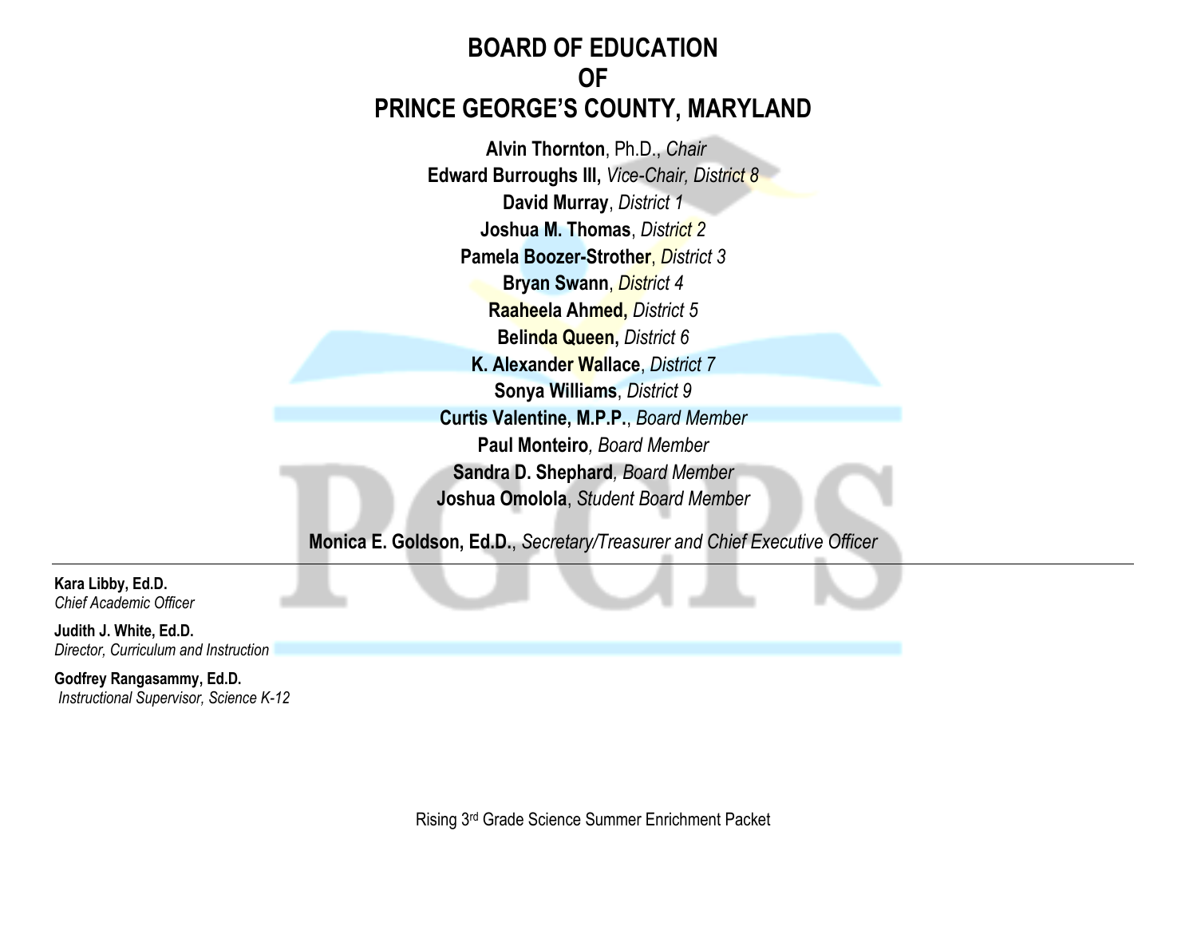# BOARD OF EDUCATION
# OF
# PRINCE GEORGE'S COUNTY, MARYLAND

**Alvin Thornton**, Ph.D., *Chair*
**Edward Burroughs III,** *Vice-Chair, District 8*
**David Murray**, *District 1*
**Joshua M. Thomas**, *District 2*
**Pamela Boozer-Strother**, *District 3*
**Bryan Swann**, *District 4*
**Raaheela Ahmed,** *District 5*
**Belinda Queen,** *District 6*
**K. Alexander Wallace**, *District 7*
**Sonya Williams**, *District 9*
**Curtis Valentine, M.P.P.**, *Board Member*
**Paul Monteiro***, Board Member*
**Sandra D. Shephard***, Board Member*
**Joshua Omolola**, *Student Board Member*

**Monica E. Goldson, Ed.D.**, *Secretary/Treasurer and Chief Executive Officer*

---

**Kara Libby, Ed.D.**
*Chief Academic Officer*

**Judith J. White, Ed.D.**
*Director, Curriculum and Instruction*

**Godfrey Rangasammy, Ed.D.**
*Instructional Supervisor, Science K-12*

Rising 3rd Grade Science Summer Enrichment Packet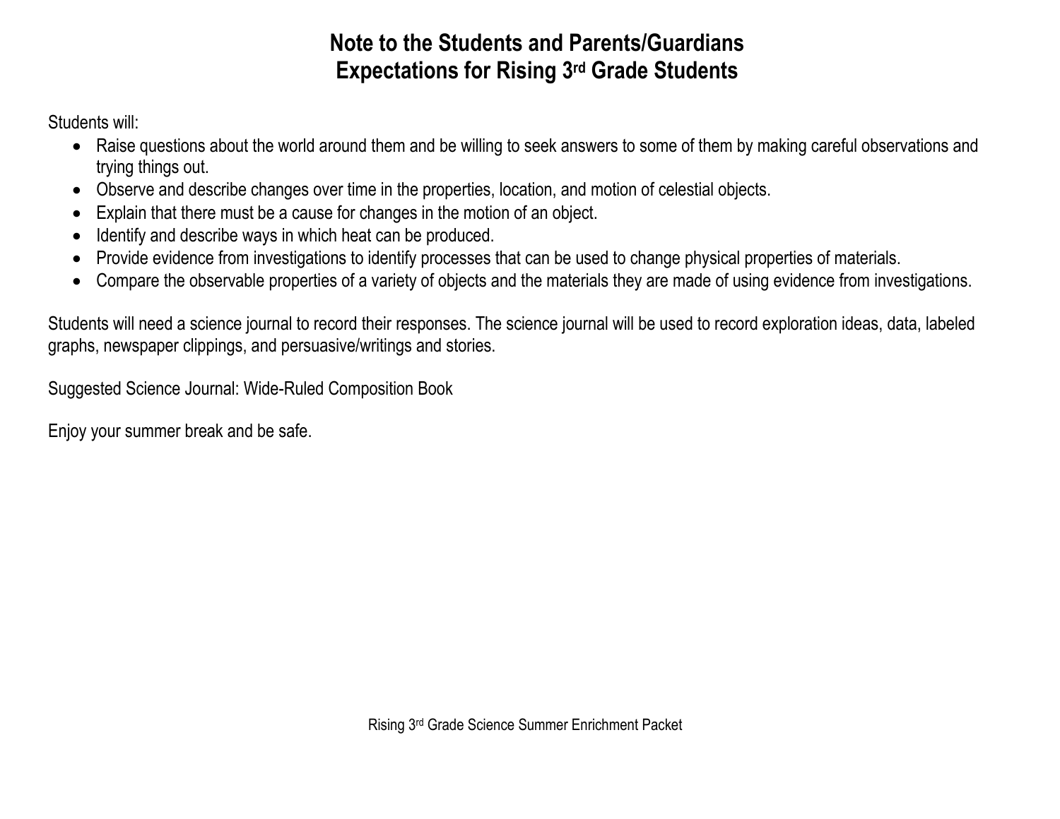# Note to the Students and Parents/Guardians
# Expectations for Rising 3rd Grade Students

Students will:

- Raise questions about the world around them and be willing to seek answers to some of them by making careful observations and trying things out.
- Observe and describe changes over time in the properties, location, and motion of celestial objects.
- Explain that there must be a cause for changes in the motion of an object.
- Identify and describe ways in which heat can be produced.
- Provide evidence from investigations to identify processes that can be used to change physical properties of materials.
- Compare the observable properties of a variety of objects and the materials they are made of using evidence from investigations.

Students will need a science journal to record their responses. The science journal will be used to record exploration ideas, data, labeled graphs, newspaper clippings, and persuasive/writings and stories.

Suggested Science Journal: Wide-Ruled Composition Book

Enjoy your summer break and be safe.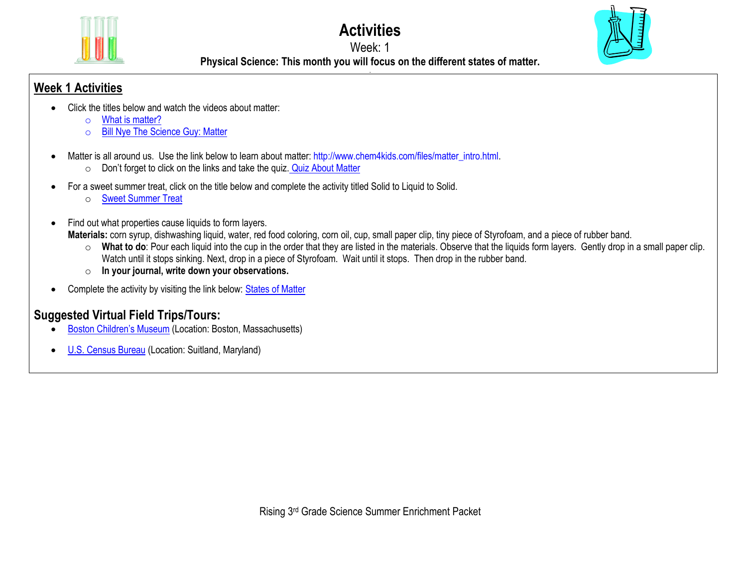# Activities

Week: 1

**Physical Science: This month you will focus on the different states of matter.**

## Week 1 Activities

- Click the titles below and watch the videos about matter:
  - What is matter?
  - Bill Nye The Science Guy: Matter
- Matter is all around us. Use the link below to learn about matter: http://www.chem4kids.com/files/matter_intro.html.
  - Don't forget to click on the links and take the quiz. Quiz About Matter
- For a sweet summer treat, click on the title below and complete the activity titled Solid to Liquid to Solid.
  - Sweet Summer Treat
- Find out what properties cause liquids to form layers.
  **Materials:** corn syrup, dishwashing liquid, water, red food coloring, corn oil, cup, small paper clip, tiny piece of Styrofoam, and a piece of rubber band.
  - **What to do**: Pour each liquid into the cup in the order that they are listed in the materials. Observe that the liquids form layers. Gently drop in a small paper clip. Watch until it stops sinking. Next, drop in a piece of Styrofoam. Wait until it stops. Then drop in the rubber band.
  - **In your journal, write down your observations.**
- Complete the activity by visiting the link below: States of Matter

## Suggested Virtual Field Trips/Tours:

- Boston Children's Museum (Location: Boston, Massachusetts)
- U.S. Census Bureau (Location: Suitland, Maryland)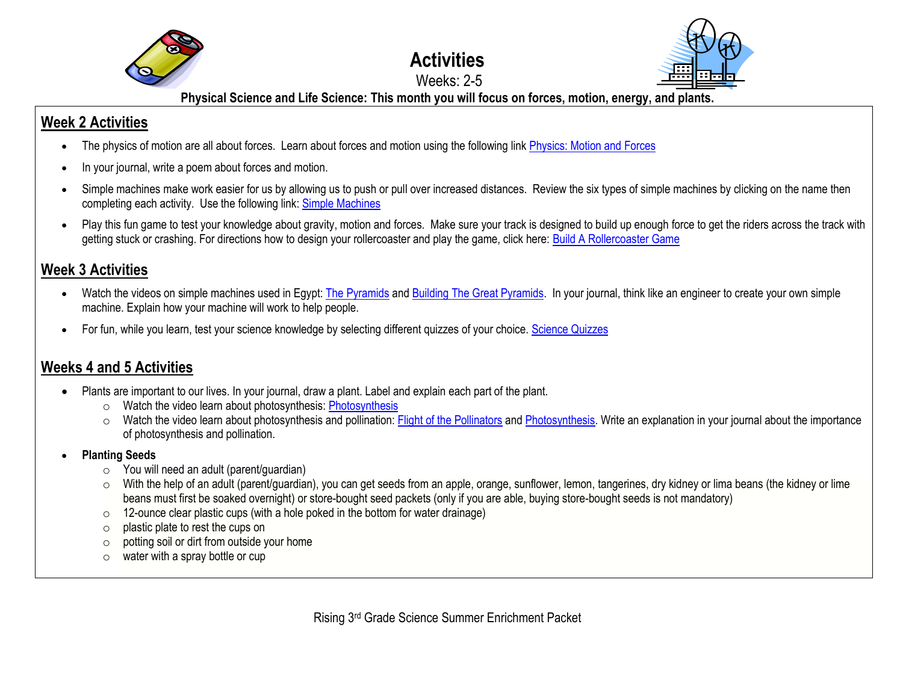# Activities

Weeks: 2-5

**Physical Science and Life Science: This month you will focus on forces, motion, energy, and plants.**

## Week 2 Activities

- The physics of motion are all about forces. Learn about forces and motion using the following link Physics: Motion and Forces
- In your journal, write a poem about forces and motion.
- Simple machines make work easier for us by allowing us to push or pull over increased distances. Review the six types of simple machines by clicking on the name then completing each activity. Use the following link: Simple Machines
- Play this fun game to test your knowledge about gravity, motion and forces. Make sure your track is designed to build up enough force to get the riders across the track with getting stuck or crashing. For directions how to design your rollercoaster and play the game, click here: Build A Rollercoaster Game

## Week 3 Activities

- Watch the videos on simple machines used in Egypt: The Pyramids and Building The Great Pyramids. In your journal, think like an engineer to create your own simple machine. Explain how your machine will work to help people.
- For fun, while you learn, test your science knowledge by selecting different quizzes of your choice. Science Quizzes

## Weeks 4 and 5 Activities

- Plants are important to our lives. In your journal, draw a plant. Label and explain each part of the plant.
  - Watch the video learn about photosynthesis: Photosynthesis
  - Watch the video learn about photosynthesis and pollination: Flight of the Pollinators and Photosynthesis. Write an explanation in your journal about the importance of photosynthesis and pollination.
- **Planting Seeds**
  - You will need an adult (parent/guardian)
  - With the help of an adult (parent/guardian), you can get seeds from an apple, orange, sunflower, lemon, tangerines, dry kidney or lima beans (the kidney or lime beans must first be soaked overnight) or store-bought seed packets (only if you are able, buying store-bought seeds is not mandatory)
  - 12-ounce clear plastic cups (with a hole poked in the bottom for water drainage)
  - plastic plate to rest the cups on
  - potting soil or dirt from outside your home
  - water with a spray bottle or cup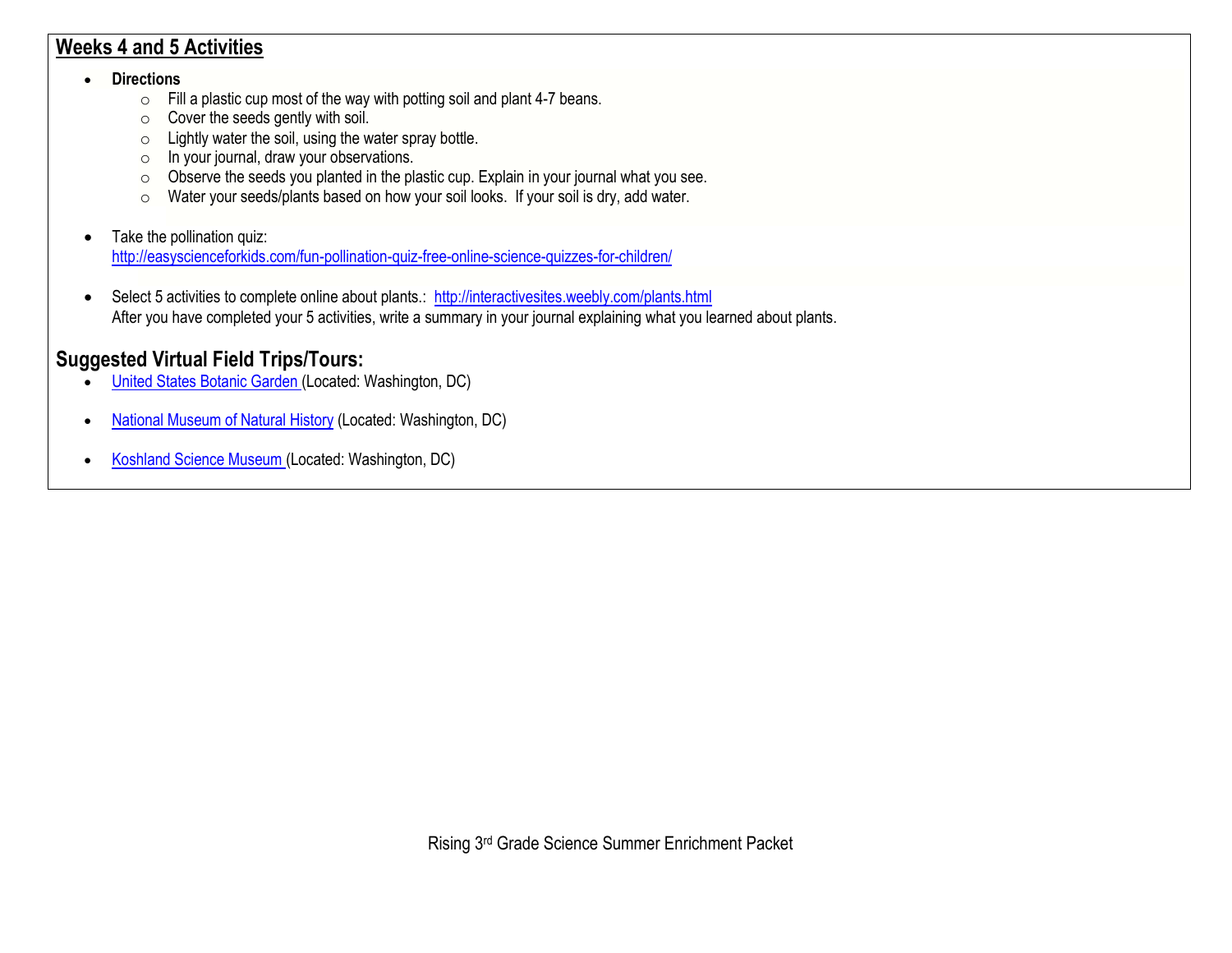## Weeks 4 and 5 Activities

- **Directions**
  - Fill a plastic cup most of the way with potting soil and plant 4-7 beans.
  - Cover the seeds gently with soil.
  - Lightly water the soil, using the water spray bottle.
  - In your journal, draw your observations.
  - Observe the seeds you planted in the plastic cup. Explain in your journal what you see.
  - Water your seeds/plants based on how your soil looks.  If your soil is dry, add water.

- Take the pollination quiz:
  http://easyscienceforkids.com/fun-pollination-quiz-free-online-science-quizzes-for-children/

- Select 5 activities to complete online about plants.:  http://interactivesites.weebly.com/plants.html
  After you have completed your 5 activities, write a summary in your journal explaining what you learned about plants.

## Suggested Virtual Field Trips/Tours:

- United States Botanic Garden (Located: Washington, DC)

- National Museum of Natural History (Located: Washington, DC)

- Koshland Science Museum (Located: Washington, DC)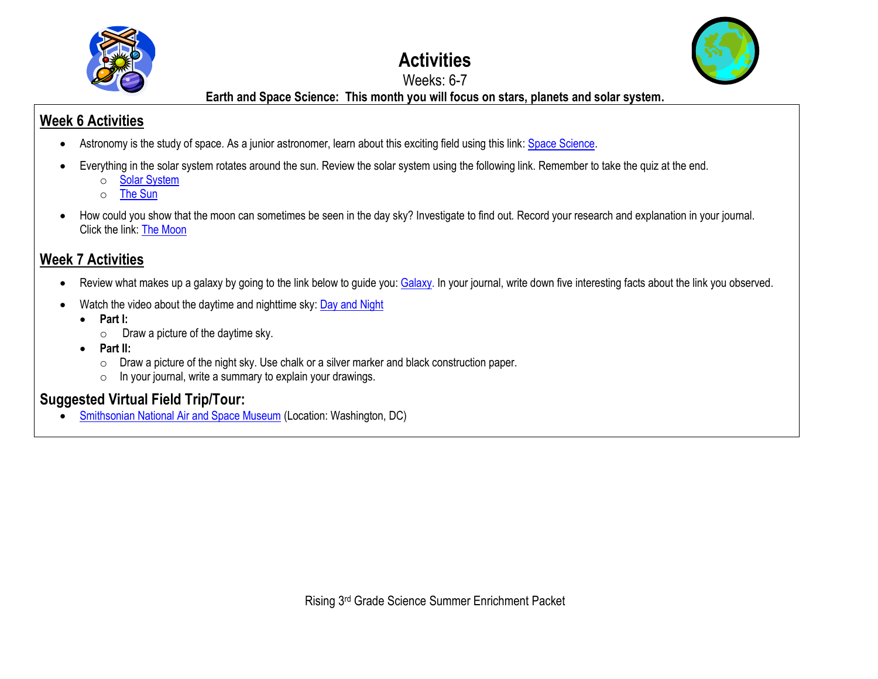# Activities

Weeks: 6-7

**Earth and Space Science: This month you will focus on stars, planets and solar system.**

## Week 6 Activities

- Astronomy is the study of space. As a junior astronomer, learn about this exciting field using this link: Space Science.
- Everything in the solar system rotates around the sun. Review the solar system using the following link. Remember to take the quiz at the end.
  - Solar System
  - The Sun
- How could you show that the moon can sometimes be seen in the day sky? Investigate to find out. Record your research and explanation in your journal. Click the link: The Moon

## Week 7 Activities

- Review what makes up a galaxy by going to the link below to guide you: Galaxy. In your journal, write down five interesting facts about the link you observed.
- Watch the video about the daytime and nighttime sky: Day and Night
  - **Part I:**
    - Draw a picture of the daytime sky.
  - **Part II:**
    - Draw a picture of the night sky. Use chalk or a silver marker and black construction paper.
    - In your journal, write a summary to explain your drawings.

## Suggested Virtual Field Trip/Tour:

- Smithsonian National Air and Space Museum (Location: Washington, DC)

Rising 3rd Grade Science Summer Enrichment Packet